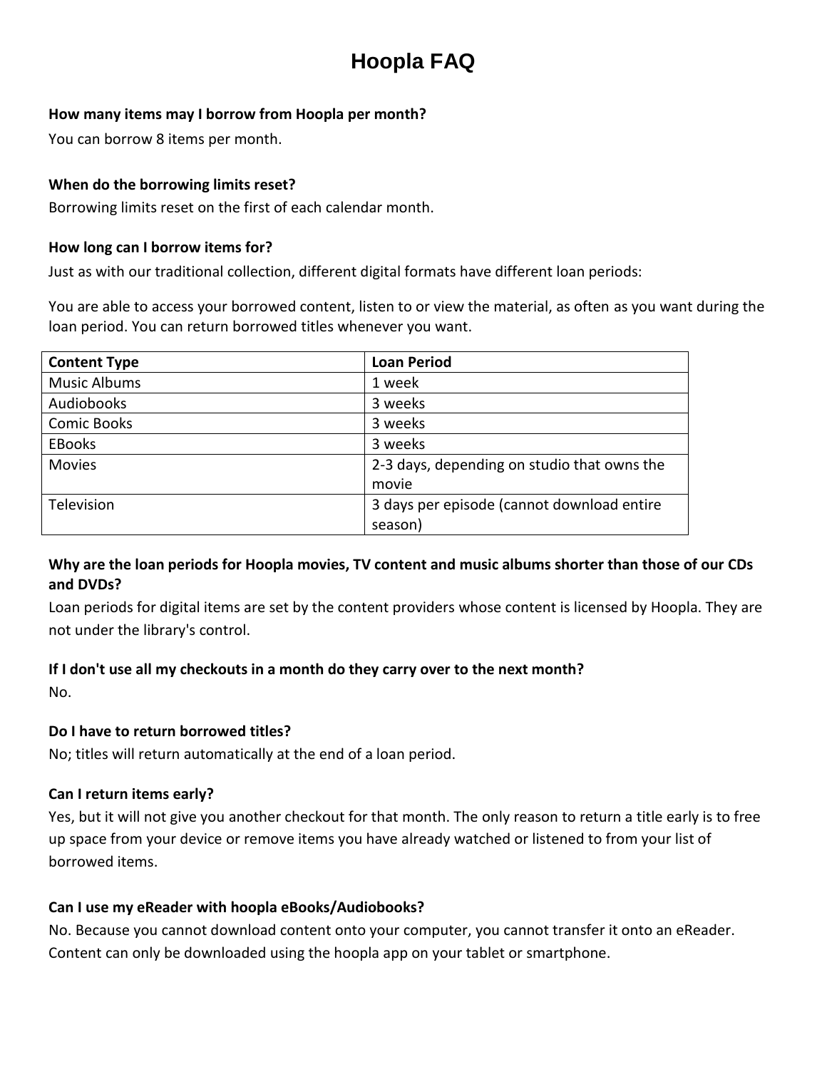# Hoopla FAQ

**How many items may I borrow from Hoopla per month?**

You can borrow 8 items per month.

**When do the borrowing limits reset?**

Borrowing limits reset on the first of each calendar month.

**How long can I borrow items for?**

Just as with our traditional collection, different digital formats have different loan periods:

You are able to access your borrowed content, listen to or view the material, as often as you want during the loan period. You can return borrowed titles whenever you want.

| Content Type | Loan Period |
| --- | --- |
| Music Albums | 1 week |
| Audiobooks | 3 weeks |
| Comic Books | 3 weeks |
| EBooks | 3 weeks |
| Movies | 2-3 days, depending on studio that owns the movie |
| Television | 3 days per episode (cannot download entire season) |

**Why are the loan periods for Hoopla movies, TV content and music albums shorter than those of our CDs and DVDs?**

Loan periods for digital items are set by the content providers whose content is licensed by Hoopla. They are not under the library's control.

**If I don't use all my checkouts in a month do they carry over to the next month?**

No.

**Do I have to return borrowed titles?**

No; titles will return automatically at the end of a loan period.

**Can I return items early?**

Yes, but it will not give you another checkout for that month. The only reason to return a title early is to free up space from your device or remove items you have already watched or listened to from your list of borrowed items.

**Can I use my eReader with hoopla eBooks/Audiobooks?**

No. Because you cannot download content onto your computer, you cannot transfer it onto an eReader. Content can only be downloaded using the hoopla app on your tablet or smartphone.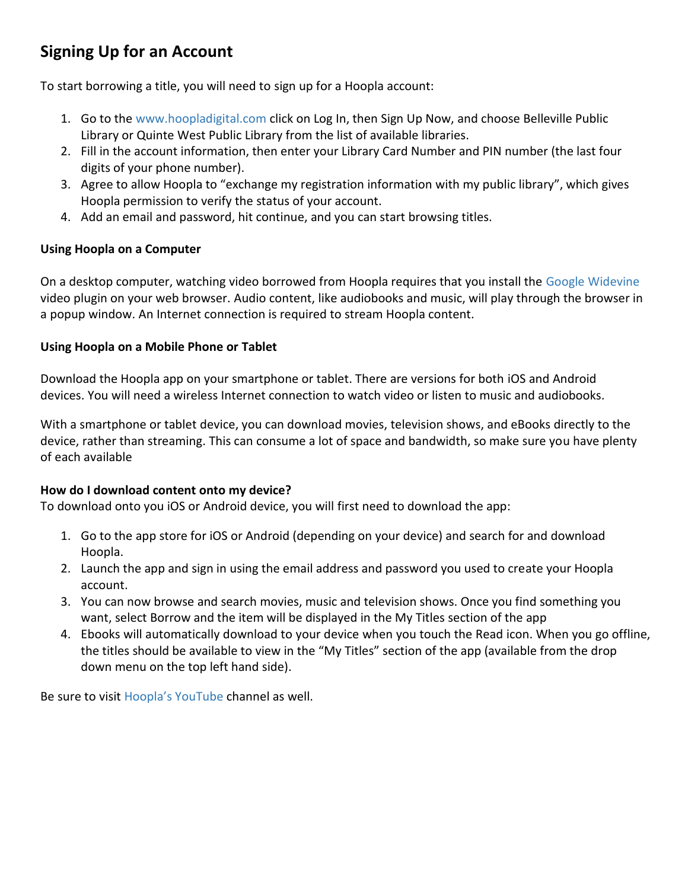## Signing Up for an Account

To start borrowing a title, you will need to sign up for a Hoopla account:

1. Go to the www.hoopladigital.com click on Log In, then Sign Up Now, and choose Belleville Public Library or Quinte West Public Library from the list of available libraries.
2. Fill in the account information, then enter your Library Card Number and PIN number (the last four digits of your phone number).
3. Agree to allow Hoopla to "exchange my registration information with my public library", which gives Hoopla permission to verify the status of your account.
4. Add an email and password, hit continue, and you can start browsing titles.

**Using Hoopla on a Computer**

On a desktop computer, watching video borrowed from Hoopla requires that you install the Google Widevine video plugin on your web browser. Audio content, like audiobooks and music, will play through the browser in a popup window. An Internet connection is required to stream Hoopla content.

**Using Hoopla on a Mobile Phone or Tablet**

Download the Hoopla app on your smartphone or tablet. There are versions for both iOS and Android devices. You will need a wireless Internet connection to watch video or listen to music and audiobooks.

With a smartphone or tablet device, you can download movies, television shows, and eBooks directly to the device, rather than streaming. This can consume a lot of space and bandwidth, so make sure you have plenty of each available

**How do I download content onto my device?**
To download onto you iOS or Android device, you will first need to download the app:

1. Go to the app store for iOS or Android (depending on your device) and search for and download Hoopla.
2. Launch the app and sign in using the email address and password you used to create your Hoopla account.
3. You can now browse and search movies, music and television shows. Once you find something you want, select Borrow and the item will be displayed in the My Titles section of the app
4. Ebooks will automatically download to your device when you touch the Read icon. When you go offline, the titles should be available to view in the "My Titles" section of the app (available from the drop down menu on the top left hand side).

Be sure to visit Hoopla's YouTube channel as well.